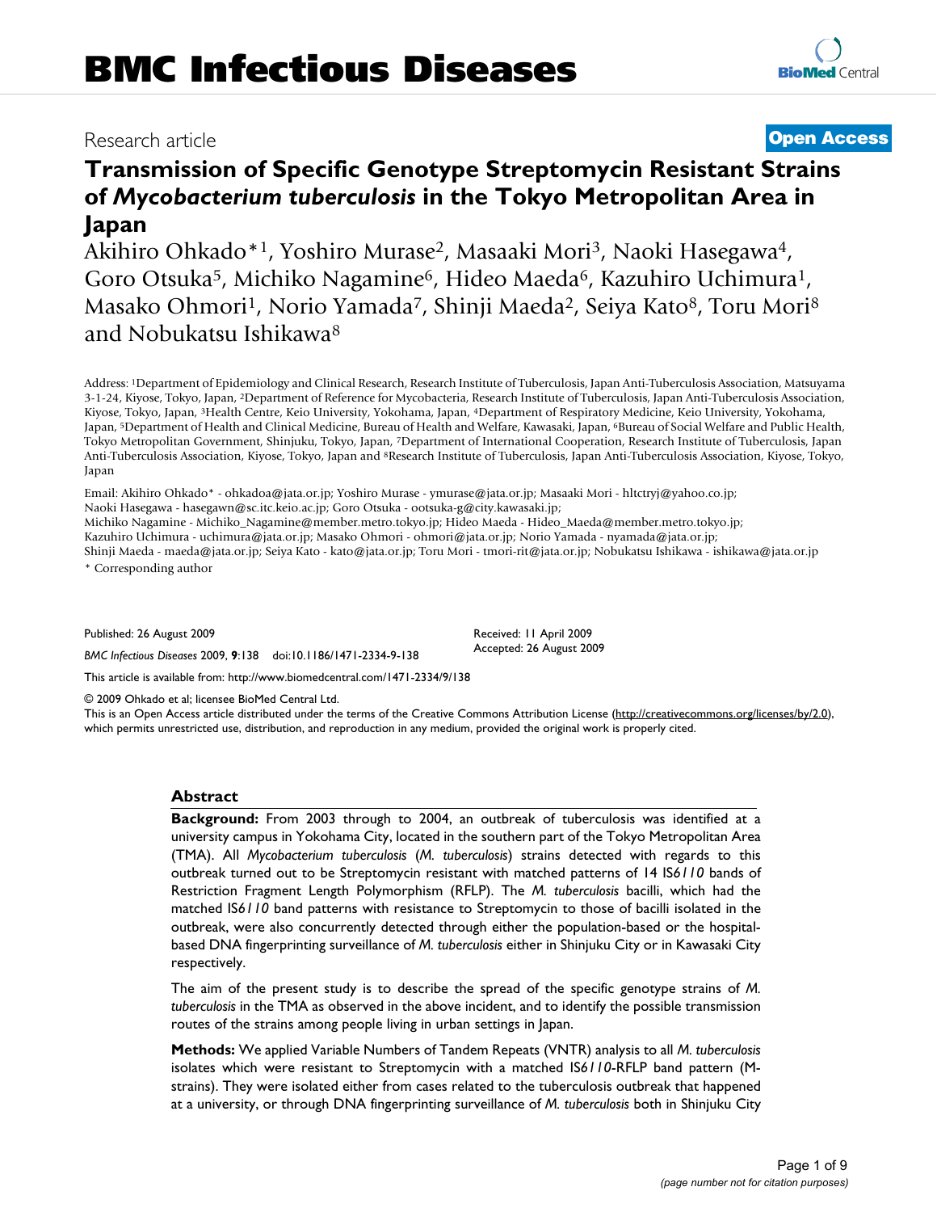# BMC Infectious Diseases

Research article

**Open Access**

# Transmission of Specific Genotype Streptomycin Resistant Strains of *Mycobacterium tuberculosis* in the Tokyo Metropolitan Area in Japan

Akihiro Ohkado*[1], Yoshiro Murase[2], Masaaki Mori[3], Naoki Hasegawa[4], Goro Otsuka[5], Michiko Nagamine[6], Hideo Maeda[6], Kazuhiro Uchimura[1], Masako Ohmori[1], Norio Yamada[7], Shinji Maeda[2], Seiya Kato[8], Toru Mori[8] and Nobukatsu Ishikawa[8]

Address: [1]Department of Epidemiology and Clinical Research, Research Institute of Tuberculosis, Japan Anti-Tuberculosis Association, Matsuyama 3-1-24, Kiyose, Tokyo, Japan, [2]Department of Reference for Mycobacteria, Research Institute of Tuberculosis, Japan Anti-Tuberculosis Association, Kiyose, Tokyo, Japan, [3]Health Centre, Keio University, Yokohama, Japan, [4]Department of Respiratory Medicine, Keio University, Yokohama, Japan, [5]Department of Health and Clinical Medicine, Bureau of Health and Welfare, Kawasaki, Japan, [6]Bureau of Social Welfare and Public Health, Tokyo Metropolitan Government, Shinjuku, Tokyo, Japan, [7]Department of International Cooperation, Research Institute of Tuberculosis, Japan Anti-Tuberculosis Association, Kiyose, Tokyo, Japan and [8]Research Institute of Tuberculosis, Japan Anti-Tuberculosis Association, Kiyose, Tokyo, Japan

Email: Akihiro Ohkado* - ohkadoa@jata.or.jp; Yoshiro Murase - ymurase@jata.or.jp; Masaaki Mori - hltctryj@yahoo.co.jp; Naoki Hasegawa - hasegawn@sc.itc.keio.ac.jp; Goro Otsuka - ootsuka-g@city.kawasaki.jp; Michiko Nagamine - Michiko_Nagamine@member.metro.tokyo.jp; Hideo Maeda - Hideo_Maeda@member.metro.tokyo.jp; Kazuhiro Uchimura - uchimura@jata.or.jp; Masako Ohmori - ohmori@jata.or.jp; Norio Yamada - nyamada@jata.or.jp; Shinji Maeda - maeda@jata.or.jp; Seiya Kato - kato@jata.or.jp; Toru Mori - tmori-rit@jata.or.jp; Nobukatsu Ishikawa - ishikawa@jata.or.jp

* Corresponding author

Published: 26 August 2009

*BMC Infectious Diseases* 2009, **9**:138 doi:10.1186/1471-2334-9-138

Received: 11 April 2009
Accepted: 26 August 2009

This article is available from: http://www.biomedcentral.com/1471-2334/9/138

© 2009 Ohkado et al; licensee BioMed Central Ltd.
This is an Open Access article distributed under the terms of the Creative Commons Attribution License (http://creativecommons.org/licenses/by/2.0), which permits unrestricted use, distribution, and reproduction in any medium, provided the original work is properly cited.

## Abstract

**Background:** From 2003 through to 2004, an outbreak of tuberculosis was identified at a university campus in Yokohama City, located in the southern part of the Tokyo Metropolitan Area (TMA). All *Mycobacterium tuberculosis* (*M. tuberculosis*) strains detected with regards to this outbreak turned out to be Streptomycin resistant with matched patterns of 14 IS*6110* bands of Restriction Fragment Length Polymorphism (RFLP). The *M. tuberculosis* bacilli, which had the matched IS*6110* band patterns with resistance to Streptomycin to those of bacilli isolated in the outbreak, were also concurrently detected through either the population-based or the hospital-based DNA fingerprinting surveillance of *M. tuberculosis* either in Shinjuku City or in Kawasaki City respectively.

The aim of the present study is to describe the spread of the specific genotype strains of *M. tuberculosis* in the TMA as observed in the above incident, and to identify the possible transmission routes of the strains among people living in urban settings in Japan.

**Methods:** We applied Variable Numbers of Tandem Repeats (VNTR) analysis to all *M. tuberculosis* isolates which were resistant to Streptomycin with a matched IS*6110*-RFLP band pattern (M-strains). They were isolated either from cases related to the tuberculosis outbreak that happened at a university, or through DNA fingerprinting surveillance of *M. tuberculosis* both in Shinjuku City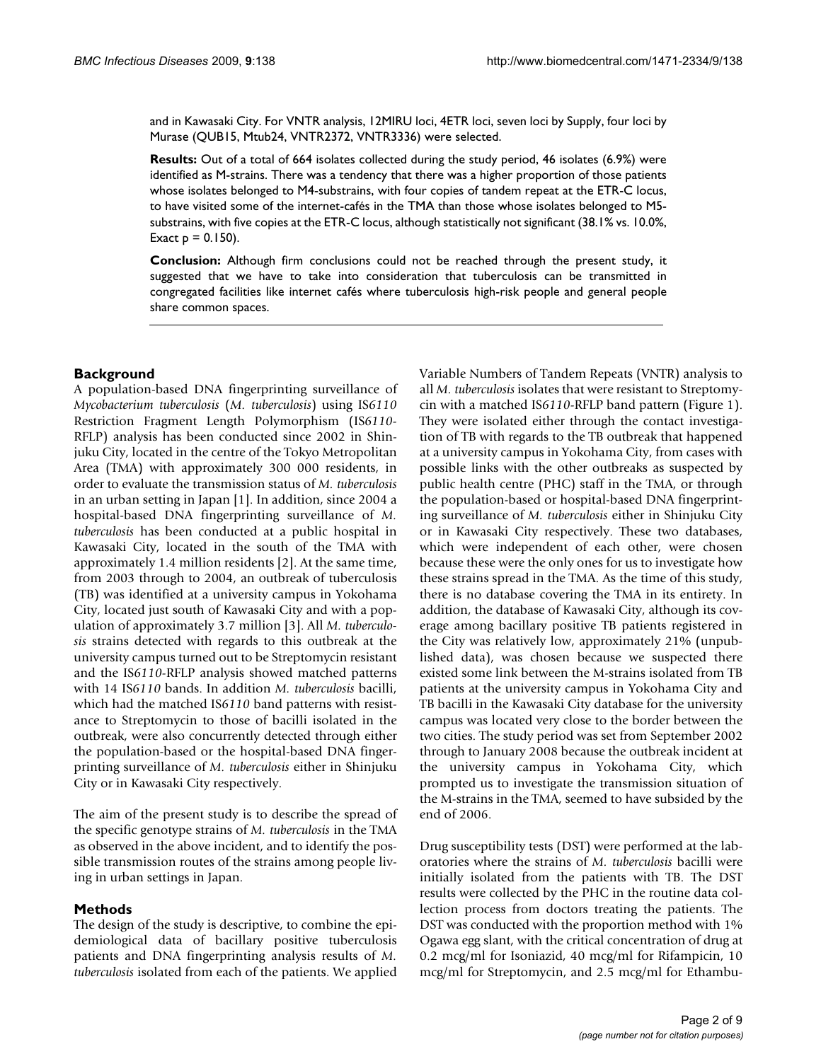and in Kawasaki City. For VNTR analysis, 12MIRU loci, 4ETR loci, seven loci by Supply, four loci by Murase (QUB15, Mtub24, VNTR2372, VNTR3336) were selected.

**Results:** Out of a total of 664 isolates collected during the study period, 46 isolates (6.9%) were identified as M-strains. There was a tendency that there was a higher proportion of those patients whose isolates belonged to M4-substrains, with four copies of tandem repeat at the ETR-C locus, to have visited some of the internet-cafés in the TMA than those whose isolates belonged to M5-substrains, with five copies at the ETR-C locus, although statistically not significant (38.1% vs. 10.0%, Exact $p = 0.150$).

**Conclusion:** Although firm conclusions could not be reached through the present study, it suggested that we have to take into consideration that tuberculosis can be transmitted in congregated facilities like internet cafés where tuberculosis high-risk people and general people share common spaces.

## Background

A population-based DNA fingerprinting surveillance of *Mycobacterium tuberculosis* (*M. tuberculosis*) using IS*6110* Restriction Fragment Length Polymorphism (IS*6110*-RFLP) analysis has been conducted since 2002 in Shinjuku City, located in the centre of the Tokyo Metropolitan Area (TMA) with approximately 300 000 residents, in order to evaluate the transmission status of *M. tuberculosis* in an urban setting in Japan [1]. In addition, since 2004 a hospital-based DNA fingerprinting surveillance of *M. tuberculosis* has been conducted at a public hospital in Kawasaki City, located in the south of the TMA with approximately 1.4 million residents [2]. At the same time, from 2003 through to 2004, an outbreak of tuberculosis (TB) was identified at a university campus in Yokohama City, located just south of Kawasaki City and with a population of approximately 3.7 million [3]. All *M. tuberculosis* strains detected with regards to this outbreak at the university campus turned out to be Streptomycin resistant and the IS*6110*-RFLP analysis showed matched patterns with 14 IS*6110* bands. In addition *M. tuberculosis* bacilli, which had the matched IS*6110* band patterns with resistance to Streptomycin to those of bacilli isolated in the outbreak, were also concurrently detected through either the population-based or the hospital-based DNA fingerprinting surveillance of *M. tuberculosis* either in Shinjuku City or in Kawasaki City respectively.

The aim of the present study is to describe the spread of the specific genotype strains of *M. tuberculosis* in the TMA as observed in the above incident, and to identify the possible transmission routes of the strains among people living in urban settings in Japan.

## Methods

The design of the study is descriptive, to combine the epidemiological data of bacillary positive tuberculosis patients and DNA fingerprinting analysis results of *M. tuberculosis* isolated from each of the patients. We applied Variable Numbers of Tandem Repeats (VNTR) analysis to all *M. tuberculosis* isolates that were resistant to Streptomycin with a matched IS*6110*-RFLP band pattern (Figure 1). They were isolated either through the contact investigation of TB with regards to the TB outbreak that happened at a university campus in Yokohama City, from cases with possible links with the other outbreaks as suspected by public health centre (PHC) staff in the TMA, or through the population-based or hospital-based DNA fingerprinting surveillance of *M. tuberculosis* either in Shinjuku City or in Kawasaki City respectively. These two databases, which were independent of each other, were chosen because these were the only ones for us to investigate how these strains spread in the TMA. As the time of this study, there is no database covering the TMA in its entirety. In addition, the database of Kawasaki City, although its coverage among bacillary positive TB patients registered in the City was relatively low, approximately 21% (unpublished data), was chosen because we suspected there existed some link between the M-strains isolated from TB patients at the university campus in Yokohama City and TB bacilli in the Kawasaki City database for the university campus was located very close to the border between the two cities. The study period was set from September 2002 through to January 2008 because the outbreak incident at the university campus in Yokohama City, which prompted us to investigate the transmission situation of the M-strains in the TMA, seemed to have subsided by the end of 2006.

Drug susceptibility tests (DST) were performed at the laboratories where the strains of *M. tuberculosis* bacilli were initially isolated from the patients with TB. The DST results were collected by the PHC in the routine data collection process from doctors treating the patients. The DST was conducted with the proportion method with 1% Ogawa egg slant, with the critical concentration of drug at 0.2 mcg/ml for Isoniazid, 40 mcg/ml for Rifampicin, 10 mcg/ml for Streptomycin, and 2.5 mcg/ml for Ethambu-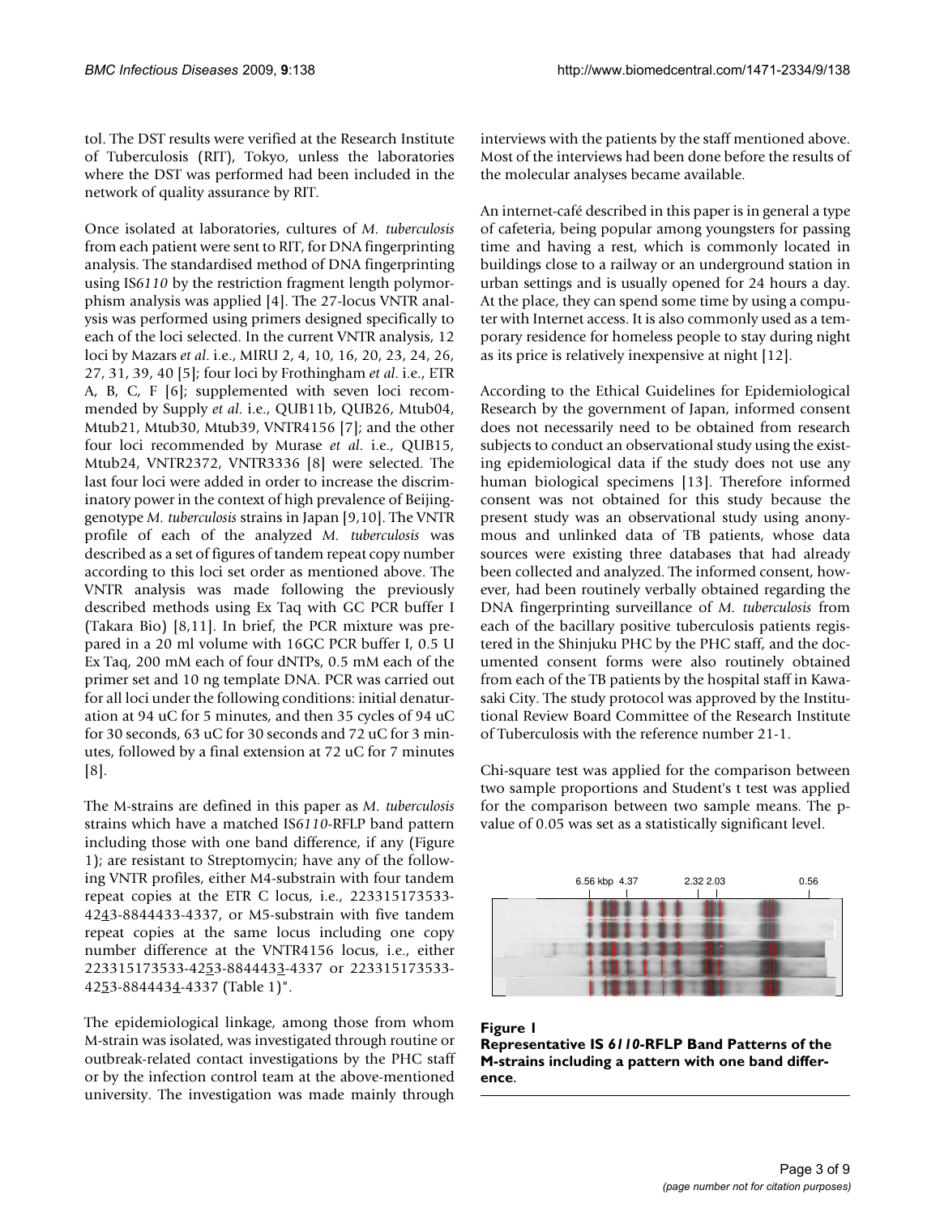tol. The DST results were verified at the Research Institute of Tuberculosis (RIT), Tokyo, unless the laboratories where the DST was performed had been included in the network of quality assurance by RIT.

Once isolated at laboratories, cultures of *M. tuberculosis* from each patient were sent to RIT, for DNA fingerprinting analysis. The standardised method of DNA fingerprinting using IS*6110* by the restriction fragment length polymorphism analysis was applied [4]. The 27-locus VNTR analysis was performed using primers designed specifically to each of the loci selected. In the current VNTR analysis, 12 loci by Mazars *et al*. i.e., MIRU 2, 4, 10, 16, 20, 23, 24, 26, 27, 31, 39, 40 [5]; four loci by Frothingham *et al*. i.e., ETR A, B, C, F [6]; supplemented with seven loci recommended by Supply *et al*. i.e., QUB11b, QUB26, Mtub04, Mtub21, Mtub30, Mtub39, VNTR4156 [7]; and the other four loci recommended by Murase *et al*. i.e., QUB15, Mtub24, VNTR2372, VNTR3336 [8] were selected. The last four loci were added in order to increase the discriminatory power in the context of high prevalence of Beijing-genotype *M. tuberculosis* strains in Japan [9,10]. The VNTR profile of each of the analyzed *M. tuberculosis* was described as a set of figures of tandem repeat copy number according to this loci set order as mentioned above. The VNTR analysis was made following the previously described methods using Ex Taq with GC PCR buffer I (Takara Bio) [8,11]. In brief, the PCR mixture was prepared in a 20 ml volume with 16GC PCR buffer I, 0.5 U Ex Taq, 200 mM each of four dNTPs, 0.5 mM each of the primer set and 10 ng template DNA. PCR was carried out for all loci under the following conditions: initial denaturation at 94 uC for 5 minutes, and then 35 cycles of 94 uC for 30 seconds, 63 uC for 30 seconds and 72 uC for 3 minutes, followed by a final extension at 72 uC for 7 minutes [8].

The M-strains are defined in this paper as *M. tuberculosis* strains which have a matched IS*6110*-RFLP band pattern including those with one band difference, if any (Figure 1); are resistant to Streptomycin; have any of the following VNTR profiles, either M4-substrain with four tandem repeat copies at the ETR C locus, i.e., 223315173533-42<u>4</u>3-8844433-4337, or M5-substrain with five tandem repeat copies at the same locus including one copy number difference at the VNTR4156 locus, i.e., either 223315173533-42<u>5</u>3-884443<u>3</u>-4337 or 223315173533-42<u>5</u>3-884443<u>4</u>-4337 (Table 1)".

The epidemiological linkage, among those from whom M-strain was isolated, was investigated through routine or outbreak-related contact investigations by the PHC staff or by the infection control team at the above-mentioned university. The investigation was made mainly through interviews with the patients by the staff mentioned above. Most of the interviews had been done before the results of the molecular analyses became available.

An internet-café described in this paper is in general a type of cafeteria, being popular among youngsters for passing time and having a rest, which is commonly located in buildings close to a railway or an underground station in urban settings and is usually opened for 24 hours a day. At the place, they can spend some time by using a computer with Internet access. It is also commonly used as a temporary residence for homeless people to stay during night as its price is relatively inexpensive at night [12].

According to the Ethical Guidelines for Epidemiological Research by the government of Japan, informed consent does not necessarily need to be obtained from research subjects to conduct an observational study using the existing epidemiological data if the study does not use any human biological specimens [13]. Therefore informed consent was not obtained for this study because the present study was an observational study using anonymous and unlinked data of TB patients, whose data sources were existing three databases that had already been collected and analyzed. The informed consent, however, had been routinely verbally obtained regarding the DNA fingerprinting surveillance of *M. tuberculosis* from each of the bacillary positive tuberculosis patients registered in the Shinjuku PHC by the PHC staff, and the documented consent forms were also routinely obtained from each of the TB patients by the hospital staff in Kawasaki City. The study protocol was approved by the Institutional Review Board Committee of the Research Institute of Tuberculosis with the reference number 21-1.

Chi-square test was applied for the comparison between two sample proportions and Student's t test was applied for the comparison between two sample means. The p-value of 0.05 was set as a statistically significant level.

**Figure 1**
**Representative IS *6110*-RFLP Band Patterns of the M-strains including a pattern with one band difference**.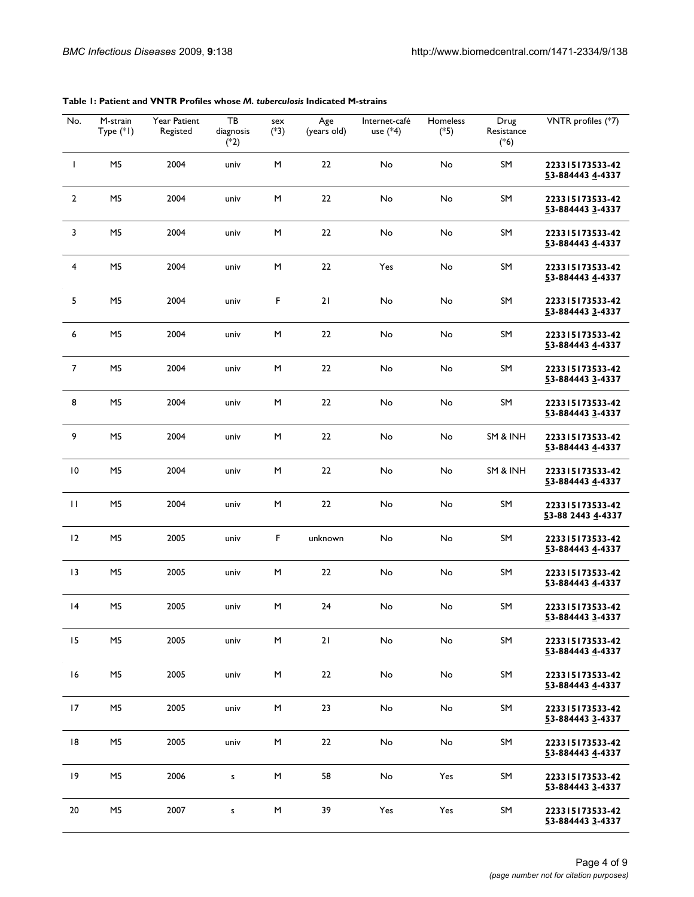**Table 1: Patient and VNTR Profiles whose *M. tuberculosis* Indicated M-strains**

| No. | M-strain Type (*1) | Year Patient Registed | TB diagnosis (*2) | sex (*3) | Age (years old) | Internet-café use (*4) | Homeless (*5) | Drug Resistance (*6) | VNTR profiles (*7) |
|---|---|---|---|---|---|---|---|---|---|
| 1 | M5 | 2004 | univ | M | 22 | No | No | SM | **223315173533-42 5̲3-884443 4̲-4337** |
| 2 | M5 | 2004 | univ | M | 22 | No | No | SM | **223315173533-42 5̲3-884443 3̲-4337** |
| 3 | M5 | 2004 | univ | M | 22 | No | No | SM | **223315173533-42 5̲3-884443 4̲-4337** |
| 4 | M5 | 2004 | univ | M | 22 | Yes | No | SM | **223315173533-42 5̲3-884443 4̲-4337** |
| 5 | M5 | 2004 | univ | F | 21 | No | No | SM | **223315173533-42 5̲3-884443 3̲-4337** |
| 6 | M5 | 2004 | univ | M | 22 | No | No | SM | **223315173533-42 5̲3-884443 4̲-4337** |
| 7 | M5 | 2004 | univ | M | 22 | No | No | SM | **223315173533-42 5̲3-884443 3̲-4337** |
| 8 | M5 | 2004 | univ | M | 22 | No | No | SM | **223315173533-42 5̲3-884443 3̲-4337** |
| 9 | M5 | 2004 | univ | M | 22 | No | No | SM & INH | **223315173533-42 5̲3-884443 4̲-4337** |
| 10 | M5 | 2004 | univ | M | 22 | No | No | SM & INH | **223315173533-42 5̲3-884443 4̲-4337** |
| 11 | M5 | 2004 | univ | M | 22 | No | No | SM | **223315173533-42 5̲3-88 2443 4̲-4337** |
| 12 | M5 | 2005 | univ | F | unknown | No | No | SM | **223315173533-42 5̲3-884443 4̲-4337** |
| 13 | M5 | 2005 | univ | M | 22 | No | No | SM | **223315173533-42 5̲3-884443 4̲-4337** |
| 14 | M5 | 2005 | univ | M | 24 | No | No | SM | **223315173533-42 5̲3-884443 3̲-4337** |
| 15 | M5 | 2005 | univ | M | 21 | No | No | SM | **223315173533-42 5̲3-884443 4̲-4337** |
| 16 | M5 | 2005 | univ | M | 22 | No | No | SM | **223315173533-42 5̲3-884443 4̲-4337** |
| 17 | M5 | 2005 | univ | M | 23 | No | No | SM | **223315173533-42 5̲3-884443 3̲-4337** |
| 18 | M5 | 2005 | univ | M | 22 | No | No | SM | **223315173533-42 5̲3-884443 4̲-4337** |
| 19 | M5 | 2006 | s | M | 58 | No | Yes | SM | **223315173533-42 5̲3-884443 3̲-4337** |
| 20 | M5 | 2007 | s | M | 39 | Yes | Yes | SM | **223315173533-42 5̲3-884443 3̲-4337** |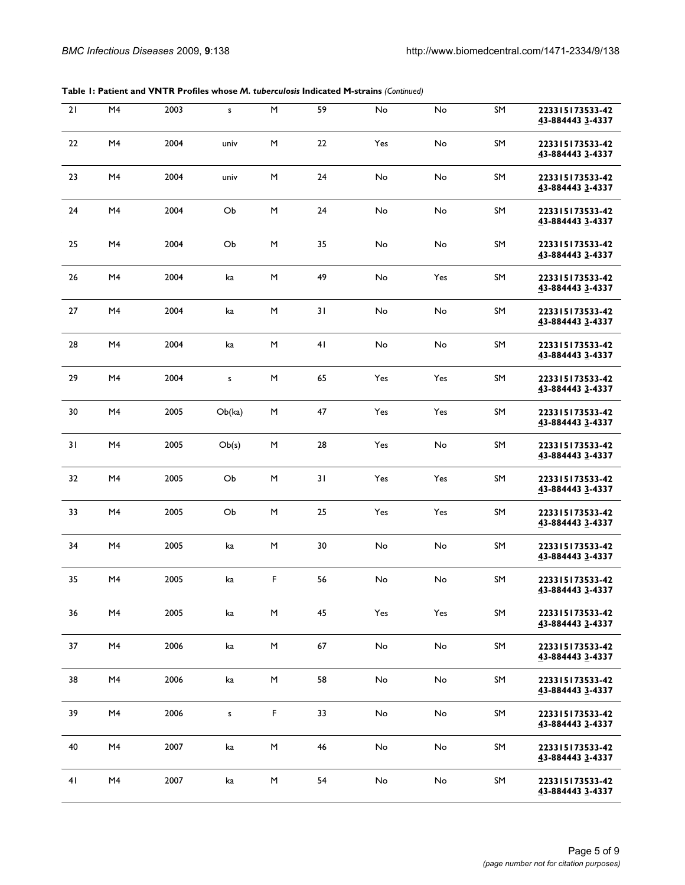**Table 1: Patient and VNTR Profiles whose *M. tuberculosis* Indicated M-strains** *(Continued)*

| | | | | | | | | | |
|---|---|---|---|---|---|---|---|---|---|
| 21 | M4 | 2003 | s | M | 59 | No | No | SM | **223315173533-42 4̲3-884443 3̲-4337** |
| 22 | M4 | 2004 | univ | M | 22 | Yes | No | SM | **223315173533-42 4̲3-884443 3̲-4337** |
| 23 | M4 | 2004 | univ | M | 24 | No | No | SM | **223315173533-42 4̲3-884443 3̲-4337** |
| 24 | M4 | 2004 | Ob | M | 24 | No | No | SM | **223315173533-42 4̲3-884443 3̲-4337** |
| 25 | M4 | 2004 | Ob | M | 35 | No | No | SM | **223315173533-42 4̲3-884443 3̲-4337** |
| 26 | M4 | 2004 | ka | M | 49 | No | Yes | SM | **223315173533-42 4̲3-884443 3̲-4337** |
| 27 | M4 | 2004 | ka | M | 31 | No | No | SM | **223315173533-42 4̲3-884443 3̲-4337** |
| 28 | M4 | 2004 | ka | M | 41 | No | No | SM | **223315173533-42 4̲3-884443 3̲-4337** |
| 29 | M4 | 2004 | s | M | 65 | Yes | Yes | SM | **223315173533-42 4̲3-884443 3̲-4337** |
| 30 | M4 | 2005 | Ob(ka) | M | 47 | Yes | Yes | SM | **223315173533-42 4̲3-884443 3̲-4337** |
| 31 | M4 | 2005 | Ob(s) | M | 28 | Yes | No | SM | **223315173533-42 4̲3-884443 3̲-4337** |
| 32 | M4 | 2005 | Ob | M | 31 | Yes | Yes | SM | **223315173533-42 4̲3-884443 3̲-4337** |
| 33 | M4 | 2005 | Ob | M | 25 | Yes | Yes | SM | **223315173533-42 4̲3-884443 3̲-4337** |
| 34 | M4 | 2005 | ka | M | 30 | No | No | SM | **223315173533-42 4̲3-884443 3̲-4337** |
| 35 | M4 | 2005 | ka | F | 56 | No | No | SM | **223315173533-42 4̲3-884443 3̲-4337** |
| 36 | M4 | 2005 | ka | M | 45 | Yes | Yes | SM | **223315173533-42 4̲3-884443 3̲-4337** |
| 37 | M4 | 2006 | ka | M | 67 | No | No | SM | **223315173533-42 4̲3-884443 3̲-4337** |
| 38 | M4 | 2006 | ka | M | 58 | No | No | SM | **223315173533-42 4̲3-884443 3̲-4337** |
| 39 | M4 | 2006 | s | F | 33 | No | No | SM | **223315173533-42 4̲3-884443 3̲-4337** |
| 40 | M4 | 2007 | ka | M | 46 | No | No | SM | **223315173533-42 4̲3-884443 3̲-4337** |
| 41 | M4 | 2007 | ka | M | 54 | No | No | SM | **223315173533-42 4̲3-884443 3̲-4337** |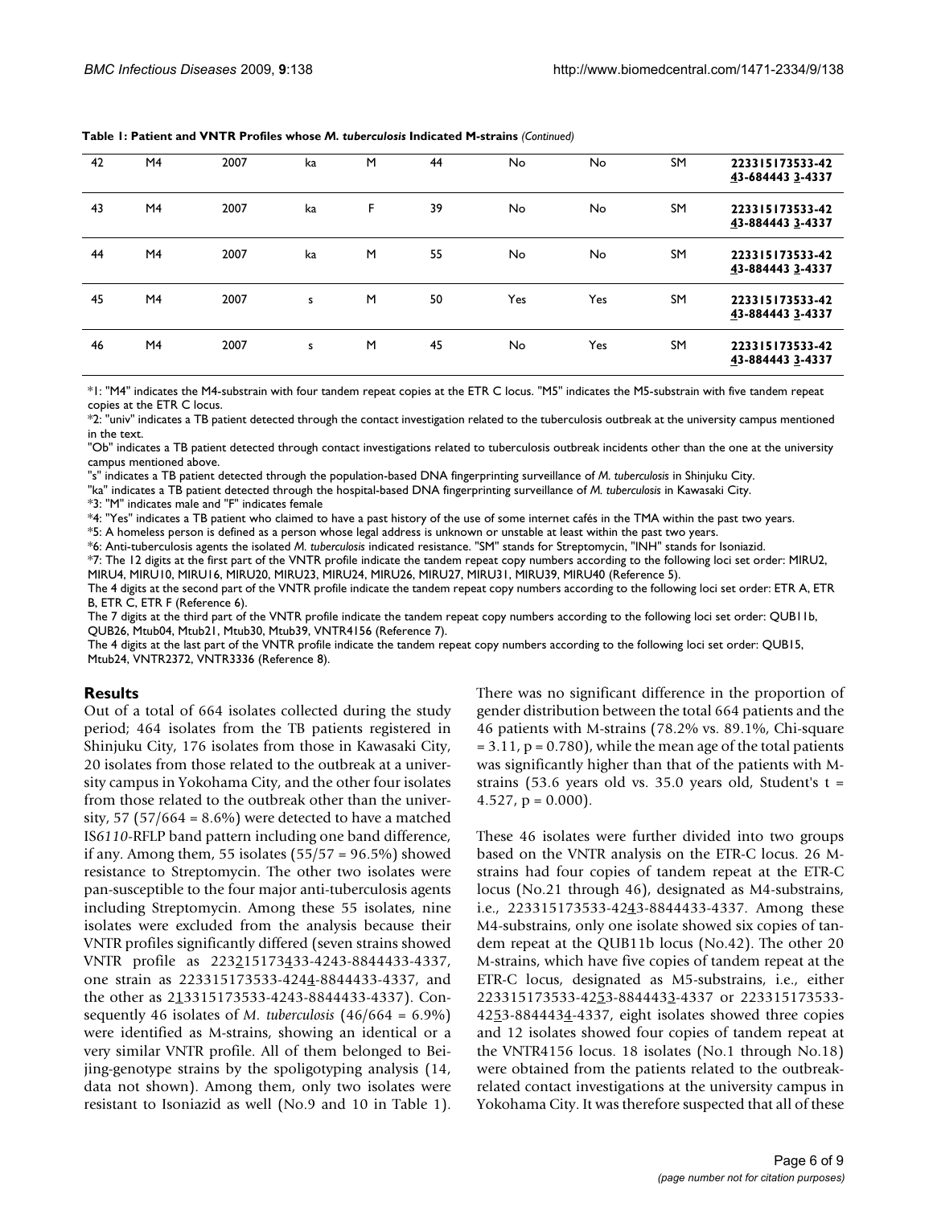**Table 1: Patient and VNTR Profiles whose *M. tuberculosis* Indicated M-strains** *(Continued)*

| | | | | | | | | | |
|---|---|---|---|---|---|---|---|---|---|
| 42 | M4 | 2007 | ka | M | 44 | No | No | SM | **223315173533-42 43-684443 3-4337** |
| 43 | M4 | 2007 | ka | F | 39 | No | No | SM | **223315173533-42 43-884443 3-4337** |
| 44 | M4 | 2007 | ka | M | 55 | No | No | SM | **223315173533-42 43-884443 3-4337** |
| 45 | M4 | 2007 | s | M | 50 | Yes | Yes | SM | **223315173533-42 43-884443 3-4337** |
| 46 | M4 | 2007 | s | M | 45 | No | Yes | SM | **223315173533-42 43-884443 3-4337** |

*1: "M4" indicates the M4-substrain with four tandem repeat copies at the ETR C locus. "M5" indicates the M5-substrain with five tandem repeat copies at the ETR C locus.

*2: "univ" indicates a TB patient detected through the contact investigation related to the tuberculosis outbreak at the university campus mentioned in the text.

"Ob" indicates a TB patient detected through contact investigations related to tuberculosis outbreak incidents other than the one at the university campus mentioned above.

"s" indicates a TB patient detected through the population-based DNA fingerprinting surveillance of *M. tuberculosis* in Shinjuku City.

"ka" indicates a TB patient detected through the hospital-based DNA fingerprinting surveillance of *M. tuberculosis* in Kawasaki City.

*3: "M" indicates male and "F" indicates female

*4: "Yes" indicates a TB patient who claimed to have a past history of the use of some internet cafés in the TMA within the past two years.

*5: A homeless person is defined as a person whose legal address is unknown or unstable at least within the past two years.

*6: Anti-tuberculosis agents the isolated *M. tuberculosis* indicated resistance. "SM" stands for Streptomycin, "INH" stands for Isoniazid.

*7: The 12 digits at the first part of the VNTR profile indicate the tandem repeat copy numbers according to the following loci set order: MIRU2, MIRU4, MIRU10, MIRU16, MIRU20, MIRU23, MIRU24, MIRU26, MIRU27, MIRU31, MIRU39, MIRU40 (Reference 5).

The 4 digits at the second part of the VNTR profile indicate the tandem repeat copy numbers according to the following loci set order: ETR A, ETR B, ETR C, ETR F (Reference 6).

The 7 digits at the third part of the VNTR profile indicate the tandem repeat copy numbers according to the following loci set order: QUB11b, QUB26, Mtub04, Mtub21, Mtub30, Mtub39, VNTR4156 (Reference 7).

The 4 digits at the last part of the VNTR profile indicate the tandem repeat copy numbers according to the following loci set order: QUB15, Mtub24, VNTR2372, VNTR3336 (Reference 8).

## Results

Out of a total of 664 isolates collected during the study period; 464 isolates from the TB patients registered in Shinjuku City, 176 isolates from those in Kawasaki City, 20 isolates from those related to the outbreak at a university campus in Yokohama City, and the other four isolates from those related to the outbreak other than the university, 57 (57/664 = 8.6%) were detected to have a matched IS*6110*-RFLP band pattern including one band difference, if any. Among them, 55 isolates (55/57 = 96.5%) showed resistance to Streptomycin. The other two isolates were pan-susceptible to the four major anti-tuberculosis agents including Streptomycin. Among these 55 isolates, nine isolates were excluded from the analysis because their VNTR profiles significantly differed (seven strains showed VNTR profile as 223215173433-4243-8844433-4337, one strain as 223315173533-4244-8844433-4337, and the other as 213315173533-4243-8844433-4337). Consequently 46 isolates of *M. tuberculosis* (46/664 = 6.9%) were identified as M-strains, showing an identical or a very similar VNTR profile. All of them belonged to Beijing-genotype strains by the spoligotyping analysis (14, data not shown). Among them, only two isolates were resistant to Isoniazid as well (No.9 and 10 in Table 1).

There was no significant difference in the proportion of gender distribution between the total 664 patients and the 46 patients with M-strains (78.2% vs. 89.1%, Chi-square = 3.11, p = 0.780), while the mean age of the total patients was significantly higher than that of the patients with M-strains (53.6 years old vs. 35.0 years old, Student's t = 4.527, p = 0.000).

These 46 isolates were further divided into two groups based on the VNTR analysis on the ETR-C locus. 26 M-strains had four copies of tandem repeat at the ETR-C locus (No.21 through 46), designated as M4-substrains, i.e., 223315173533-4243-8844433-4337. Among these M4-substrains, only one isolate showed six copies of tandem repeat at the QUB11b locus (No.42). The other 20 M-strains, which have five copies of tandem repeat at the ETR-C locus, designated as M5-substrains, i.e., either 223315173533-4253-8844433-4337 or 223315173533-4253-8844434-4337, eight isolates showed three copies and 12 isolates showed four copies of tandem repeat at the VNTR4156 locus. 18 isolates (No.1 through No.18) were obtained from the patients related to the outbreak-related contact investigations at the university campus in Yokohama City. It was therefore suspected that all of these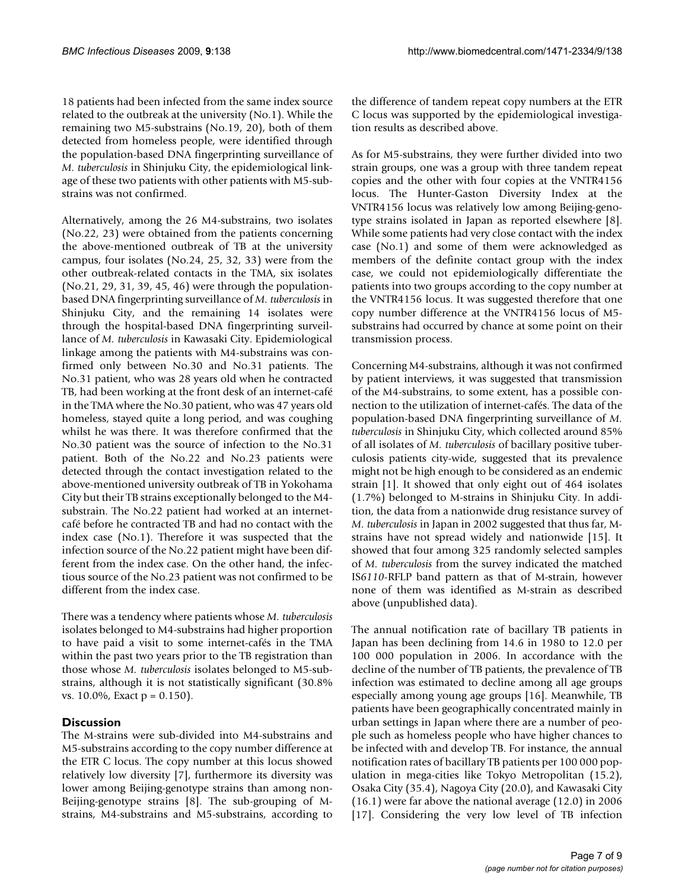18 patients had been infected from the same index source related to the outbreak at the university (No.1). While the remaining two M5-substrains (No.19, 20), both of them detected from homeless people, were identified through the population-based DNA fingerprinting surveillance of *M. tuberculosis* in Shinjuku City, the epidemiological linkage of these two patients with other patients with M5-substrains was not confirmed.

Alternatively, among the 26 M4-substrains, two isolates (No.22, 23) were obtained from the patients concerning the above-mentioned outbreak of TB at the university campus, four isolates (No.24, 25, 32, 33) were from the other outbreak-related contacts in the TMA, six isolates (No.21, 29, 31, 39, 45, 46) were through the population-based DNA fingerprinting surveillance of *M. tuberculosis* in Shinjuku City, and the remaining 14 isolates were through the hospital-based DNA fingerprinting surveillance of *M. tuberculosis* in Kawasaki City. Epidemiological linkage among the patients with M4-substrains was confirmed only between No.30 and No.31 patients. The No.31 patient, who was 28 years old when he contracted TB, had been working at the front desk of an internet-café in the TMA where the No.30 patient, who was 47 years old homeless, stayed quite a long period, and was coughing whilst he was there. It was therefore confirmed that the No.30 patient was the source of infection to the No.31 patient. Both of the No.22 and No.23 patients were detected through the contact investigation related to the above-mentioned university outbreak of TB in Yokohama City but their TB strains exceptionally belonged to the M4-substrain. The No.22 patient had worked at an internet-café before he contracted TB and had no contact with the index case (No.1). Therefore it was suspected that the infection source of the No.22 patient might have been different from the index case. On the other hand, the infectious source of the No.23 patient was not confirmed to be different from the index case.

There was a tendency where patients whose *M. tuberculosis* isolates belonged to M4-substrains had higher proportion to have paid a visit to some internet-cafés in the TMA within the past two years prior to the TB registration than those whose *M. tuberculosis* isolates belonged to M5-substrains, although it is not statistically significant (30.8% vs. 10.0%, Exact $p = 0.150$).

## Discussion

The M-strains were sub-divided into M4-substrains and M5-substrains according to the copy number difference at the ETR C locus. The copy number at this locus showed relatively low diversity [7], furthermore its diversity was lower among Beijing-genotype strains than among non-Beijing-genotype strains [8]. The sub-grouping of M-strains, M4-substrains and M5-substrains, according to the difference of tandem repeat copy numbers at the ETR C locus was supported by the epidemiological investigation results as described above.

As for M5-substrains, they were further divided into two strain groups, one was a group with three tandem repeat copies and the other with four copies at the VNTR4156 locus. The Hunter-Gaston Diversity Index at the VNTR4156 locus was relatively low among Beijing-genotype strains isolated in Japan as reported elsewhere [8]. While some patients had very close contact with the index case (No.1) and some of them were acknowledged as members of the definite contact group with the index case, we could not epidemiologically differentiate the patients into two groups according to the copy number at the VNTR4156 locus. It was suggested therefore that one copy number difference at the VNTR4156 locus of M5-substrains had occurred by chance at some point on their transmission process.

Concerning M4-substrains, although it was not confirmed by patient interviews, it was suggested that transmission of the M4-substrains, to some extent, has a possible connection to the utilization of internet-cafés. The data of the population-based DNA fingerprinting surveillance of *M. tuberculosis* in Shinjuku City, which collected around 85% of all isolates of *M. tuberculosis* of bacillary positive tuberculosis patients city-wide, suggested that its prevalence might not be high enough to be considered as an endemic strain [1]. It showed that only eight out of 464 isolates (1.7%) belonged to M-strains in Shinjuku City. In addition, the data from a nationwide drug resistance survey of *M. tuberculosis* in Japan in 2002 suggested that thus far, M-strains have not spread widely and nationwide [15]. It showed that four among 325 randomly selected samples of *M. tuberculosis* from the survey indicated the matched IS*6110*-RFLP band pattern as that of M-strain, however none of them was identified as M-strain as described above (unpublished data).

The annual notification rate of bacillary TB patients in Japan has been declining from 14.6 in 1980 to 12.0 per 100 000 population in 2006. In accordance with the decline of the number of TB patients, the prevalence of TB infection was estimated to decline among all age groups especially among young age groups [16]. Meanwhile, TB patients have been geographically concentrated mainly in urban settings in Japan where there are a number of people such as homeless people who have higher chances to be infected with and develop TB. For instance, the annual notification rates of bacillary TB patients per 100 000 population in mega-cities like Tokyo Metropolitan (15.2), Osaka City (35.4), Nagoya City (20.0), and Kawasaki City (16.1) were far above the national average (12.0) in 2006 [17]. Considering the very low level of TB infection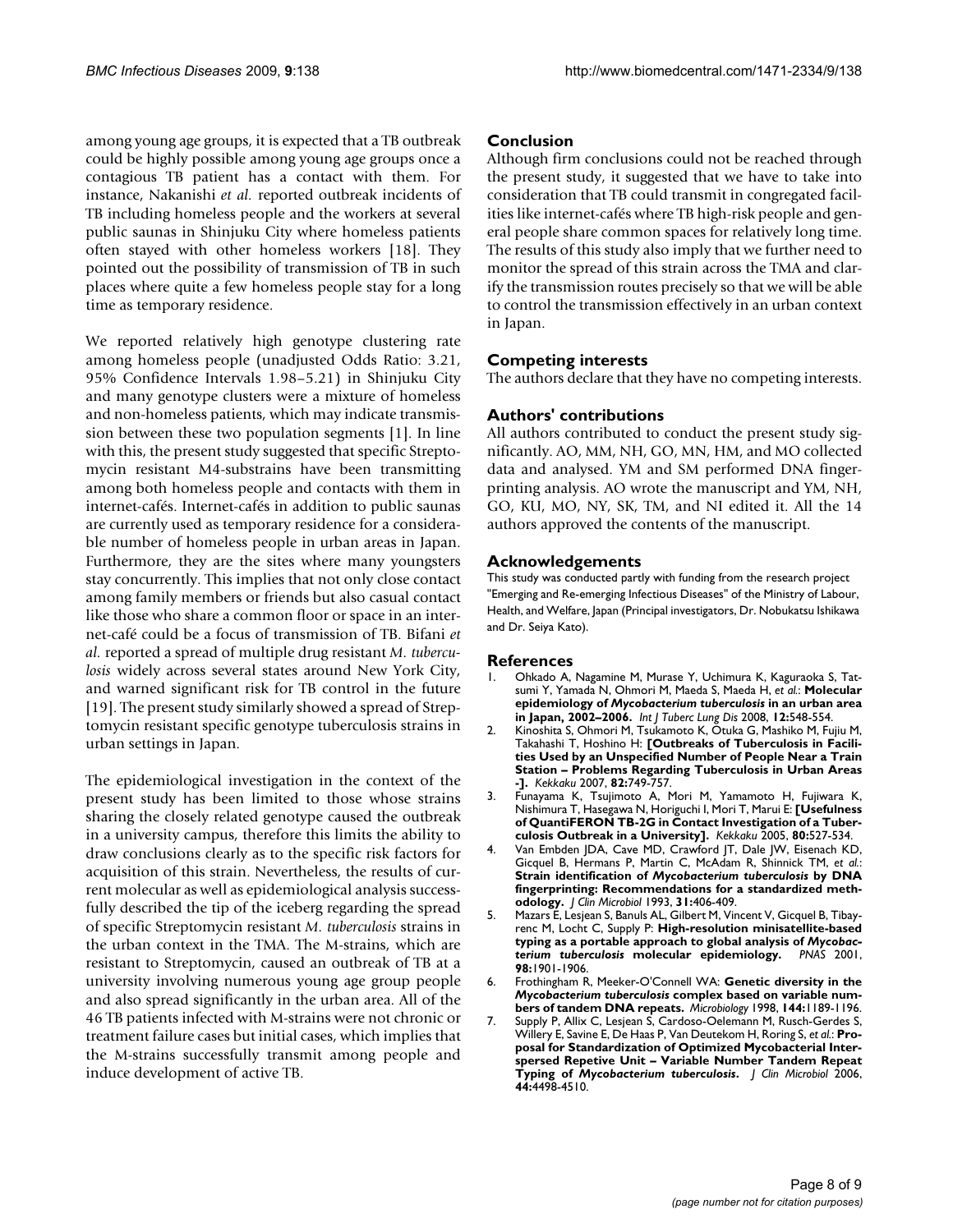among young age groups, it is expected that a TB outbreak could be highly possible among young age groups once a contagious TB patient has a contact with them. For instance, Nakanishi *et al.* reported outbreak incidents of TB including homeless people and the workers at several public saunas in Shinjuku City where homeless patients often stayed with other homeless workers [18]. They pointed out the possibility of transmission of TB in such places where quite a few homeless people stay for a long time as temporary residence.

We reported relatively high genotype clustering rate among homeless people (unadjusted Odds Ratio: 3.21, 95% Confidence Intervals 1.98–5.21) in Shinjuku City and many genotype clusters were a mixture of homeless and non-homeless patients, which may indicate transmission between these two population segments [1]. In line with this, the present study suggested that specific Streptomycin resistant M4-substrains have been transmitting among both homeless people and contacts with them in internet-cafés. Internet-cafés in addition to public saunas are currently used as temporary residence for a considerable number of homeless people in urban areas in Japan. Furthermore, they are the sites where many youngsters stay concurrently. This implies that not only close contact among family members or friends but also casual contact like those who share a common floor or space in an internet-café could be a focus of transmission of TB. Bifani *et al.* reported a spread of multiple drug resistant *M. tuberculosis* widely across several states around New York City, and warned significant risk for TB control in the future [19]. The present study similarly showed a spread of Streptomycin resistant specific genotype tuberculosis strains in urban settings in Japan.

The epidemiological investigation in the context of the present study has been limited to those whose strains sharing the closely related genotype caused the outbreak in a university campus, therefore this limits the ability to draw conclusions clearly as to the specific risk factors for acquisition of this strain. Nevertheless, the results of current molecular as well as epidemiological analysis successfully described the tip of the iceberg regarding the spread of specific Streptomycin resistant *M. tuberculosis* strains in the urban context in the TMA. The M-strains, which are resistant to Streptomycin, caused an outbreak of TB at a university involving numerous young age group people and also spread significantly in the urban area. All of the 46 TB patients infected with M-strains were not chronic or treatment failure cases but initial cases, which implies that the M-strains successfully transmit among people and induce development of active TB.

## Conclusion

Although firm conclusions could not be reached through the present study, it suggested that we have to take into consideration that TB could transmit in congregated facilities like internet-cafés where TB high-risk people and general people share common spaces for relatively long time. The results of this study also imply that we further need to monitor the spread of this strain across the TMA and clarify the transmission routes precisely so that we will be able to control the transmission effectively in an urban context in Japan.

## Competing interests

The authors declare that they have no competing interests.

## Authors' contributions

All authors contributed to conduct the present study significantly. AO, MM, NH, GO, MN, HM, and MO collected data and analysed. YM and SM performed DNA fingerprinting analysis. AO wrote the manuscript and YM, NH, GO, KU, MO, NY, SK, TM, and NI edited it. All the 14 authors approved the contents of the manuscript.

## Acknowledgements

This study was conducted partly with funding from the research project "Emerging and Re-emerging Infectious Diseases" of the Ministry of Labour, Health, and Welfare, Japan (Principal investigators, Dr. Nobukatsu Ishikawa and Dr. Seiya Kato).

## References

1. Ohkado A, Nagamine M, Murase Y, Uchimura K, Kaguraoka S, Tatsumi Y, Yamada N, Ohmori M, Maeda S, Maeda H, *et al.*: **Molecular epidemiology of *Mycobacterium tuberculosis* in an urban area in Japan, 2002–2006.** *Int J Tuberc Lung Dis* 2008, **12:**548-554.
2. Kinoshita S, Ohmori M, Tsukamoto K, Otuka G, Mashiko M, Fujiu M, Takahashi T, Hoshino H: **[Outbreaks of Tuberculosis in Facilities Used by an Unspecified Number of People Near a Train Station – Problems Regarding Tuberculosis in Urban Areas -].** *Kekkaku* 2007, **82:**749-757.
3. Funayama K, Tsujimoto A, Mori M, Yamamoto H, Fujiwara K, Nishimura T, Hasegawa N, Horiguchi I, Mori T, Marui E: **[Usefulness of QuantiFERON TB-2G in Contact Investigation of a Tuberculosis Outbreak in a University].** *Kekkaku* 2005, **80:**527-534.
4. Van Embden JDA, Cave MD, Crawford JT, Dale JW, Eisenach KD, Gicquel B, Hermans P, Martin C, McAdam R, Shinnick TM, *et al.*: **Strain identification of *Mycobacterium tuberculosis* by DNA fingerprinting: Recommendations for a standardized methodology.** *J Clin Microbiol* 1993, **31:**406-409.
5. Mazars E, Lesjean S, Banuls AL, Gilbert M, Vincent V, Gicquel B, Tibayrenc M, Locht C, Supply P: **High-resolution minisatellite-based typing as a portable approach to global analysis of *Mycobacterium tuberculosis* molecular epidemiology.** *PNAS* 2001, **98:**1901-1906.
6. Frothingham R, Meeker-O'Connell WA: **Genetic diversity in the *Mycobacterium tuberculosis* complex based on variable numbers of tandem DNA repeats.** *Microbiology* 1998, **144:**1189-1196.
7. Supply P, Allix C, Lesjean S, Cardoso-Oelemann M, Rusch-Gerdes S, Willery E, Savine E, De Haas P, Van Deutekom H, Roring S, *et al.*: **Proposal for Standardization of Optimized Mycobacterial Interspersed Repetive Unit – Variable Number Tandem Repeat Typing of *Mycobacterium tuberculosis*.** *J Clin Microbiol* 2006, **44:**4498-4510.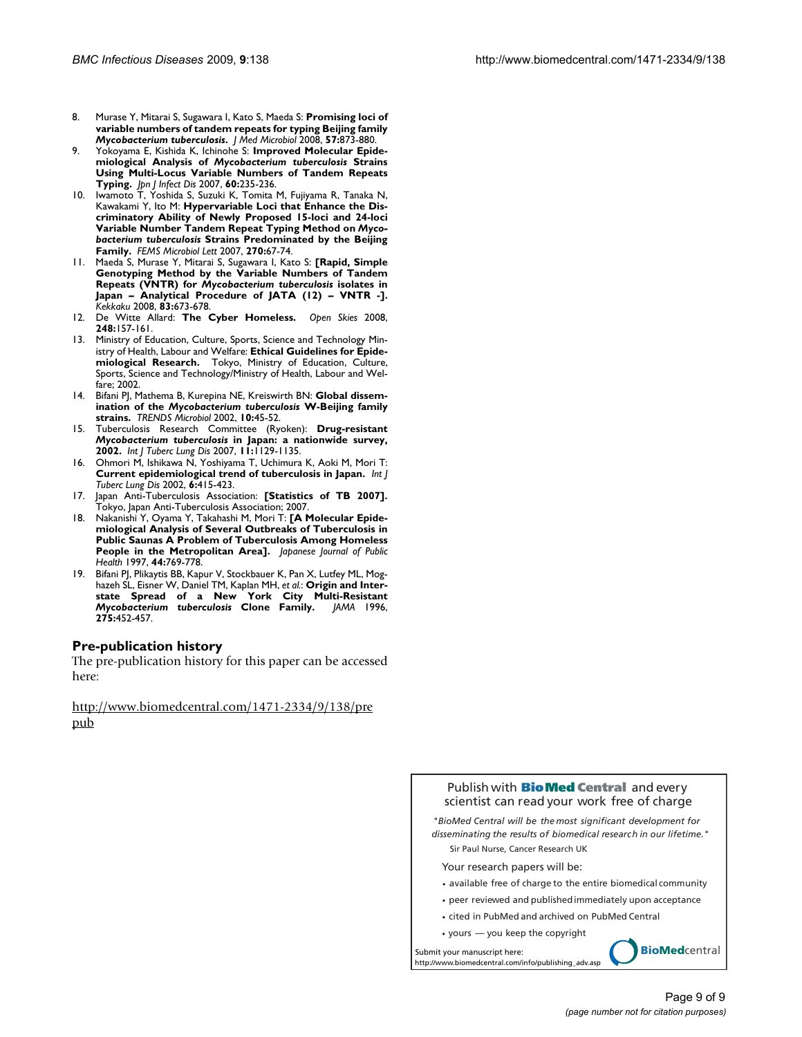8. Murase Y, Mitarai S, Sugawara I, Kato S, Maeda S: **Promising loci of variable numbers of tandem repeats for typing Beijing family *Mycobacterium tuberculosis*.** *J Med Microbiol* 2008, **57:**873-880.
9. Yokoyama E, Kishida K, Ichinohe S: **Improved Molecular Epidemiological Analysis of *Mycobacterium tuberculosis* Strains Using Multi-Locus Variable Numbers of Tandem Repeats Typing.** *Jpn J Infect Dis* 2007, **60:**235-236.
10. Iwamoto T, Yoshida S, Suzuki K, Tomita M, Fujiyama R, Tanaka N, Kawakami Y, Ito M: **Hypervariable Loci that Enhance the Discriminatory Ability of Newly Proposed 15-loci and 24-loci Variable Number Tandem Repeat Typing Method on *Mycobacterium tuberculosis* Strains Predominated by the Beijing Family.** *FEMS Microbiol Lett* 2007, **270:**67-74.
11. Maeda S, Murase Y, Mitarai S, Sugawara I, Kato S: **[Rapid, Simple Genotyping Method by the Variable Numbers of Tandem Repeats (VNTR) for *Mycobacterium tuberculosis* isolates in Japan – Analytical Procedure of JATA (12) – VNTR -].** *Kekkaku* 2008, **83:**673-678.
12. De Witte Allard: **The Cyber Homeless.** *Open Skies* 2008, **248:**157-161.
13. Ministry of Education, Culture, Sports, Science and Technology Ministry of Health, Labour and Welfare: **Ethical Guidelines for Epidemiological Research.** Tokyo, Ministry of Education, Culture, Sports, Science and Technology/Ministry of Health, Labour and Welfare; 2002.
14. Bifani PJ, Mathema B, Kurepina NE, Kreiswirth BN: **Global dissemination of the *Mycobacterium tuberculosis* W-Beijing family strains.** *TRENDS Microbiol* 2002, **10:**45-52.
15. Tuberculosis Research Committee (Ryoken): **Drug-resistant *Mycobacterium tuberculosis* in Japan: a nationwide survey, 2002.** *Int J Tuberc Lung Dis* 2007, **11:**1129-1135.
16. Ohmori M, Ishikawa N, Yoshiyama T, Uchimura K, Aoki M, Mori T: **Current epidemiological trend of tuberculosis in Japan.** *Int J Tuberc Lung Dis* 2002, **6:**415-423.
17. Japan Anti-Tuberculosis Association: **[Statistics of TB 2007].** Tokyo, Japan Anti-Tuberculosis Association; 2007.
18. Nakanishi Y, Oyama Y, Takahashi M, Mori T: **[A Molecular Epidemiological Analysis of Several Outbreaks of Tuberculosis in Public Saunas A Problem of Tuberculosis Among Homeless People in the Metropolitan Area].** *Japanese Journal of Public Health* 1997, **44:**769-778.
19. Bifani PJ, Plikaytis BB, Kapur V, Stockbauer K, Pan X, Lutfey ML, Moghazeh SL, Eisner W, Daniel TM, Kaplan MH, *et al.*: **Origin and Interstate Spread of a New York City Multi-Resistant *Mycobacterium tuberculosis* Clone Family.** *JAMA* 1996, **275:**452-457.

## Pre-publication history

The pre-publication history for this paper can be accessed here:

http://www.biomedcentral.com/1471-2334/9/138/prepub

Publish with **BioMed Central** and every scientist can read your work free of charge

*"BioMed Central will be the most significant development for disseminating the results of biomedical research in our lifetime."*

Sir Paul Nurse, Cancer Research UK

Your research papers will be:

- available free of charge to the entire biomedical community
- peer reviewed and published immediately upon acceptance
- cited in PubMed and archived on PubMed Central
- yours — you keep the copyright

Submit your manuscript here:
http://www.biomedcentral.com/info/publishing_adv.asp

BioMedcentral